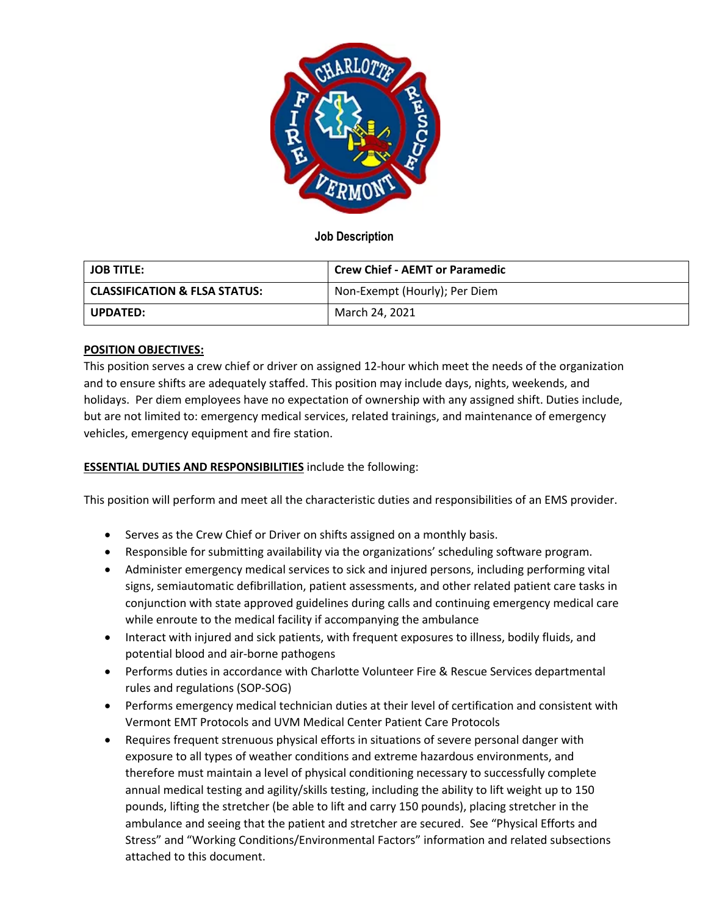**Job Description**

| | |
|---|---|
| **JOB TITLE:** | **Crew Chief - AEMT or Paramedic** |
| **CLASSIFICATION & FLSA STATUS:** | Non-Exempt (Hourly); Per Diem |
| **UPDATED:** | March 24, 2021 |

**POSITION OBJECTIVES:**

This position serves a crew chief or driver on assigned 12-hour which meet the needs of the organization and to ensure shifts are adequately staffed. This position may include days, nights, weekends, and holidays. Per diem employees have no expectation of ownership with any assigned shift. Duties include, but are not limited to: emergency medical services, related trainings, and maintenance of emergency vehicles, emergency equipment and fire station.

**ESSENTIAL DUTIES AND RESPONSIBILITIES** include the following:

This position will perform and meet all the characteristic duties and responsibilities of an EMS provider.

- Serves as the Crew Chief or Driver on shifts assigned on a monthly basis.
- Responsible for submitting availability via the organizations' scheduling software program.
- Administer emergency medical services to sick and injured persons, including performing vital signs, semiautomatic defibrillation, patient assessments, and other related patient care tasks in conjunction with state approved guidelines during calls and continuing emergency medical care while enroute to the medical facility if accompanying the ambulance
- Interact with injured and sick patients, with frequent exposures to illness, bodily fluids, and potential blood and air-borne pathogens
- Performs duties in accordance with Charlotte Volunteer Fire & Rescue Services departmental rules and regulations (SOP-SOG)
- Performs emergency medical technician duties at their level of certification and consistent with Vermont EMT Protocols and UVM Medical Center Patient Care Protocols
- Requires frequent strenuous physical efforts in situations of severe personal danger with exposure to all types of weather conditions and extreme hazardous environments, and therefore must maintain a level of physical conditioning necessary to successfully complete annual medical testing and agility/skills testing, including the ability to lift weight up to 150 pounds, lifting the stretcher (be able to lift and carry 150 pounds), placing stretcher in the ambulance and seeing that the patient and stretcher are secured. See "Physical Efforts and Stress" and "Working Conditions/Environmental Factors" information and related subsections attached to this document.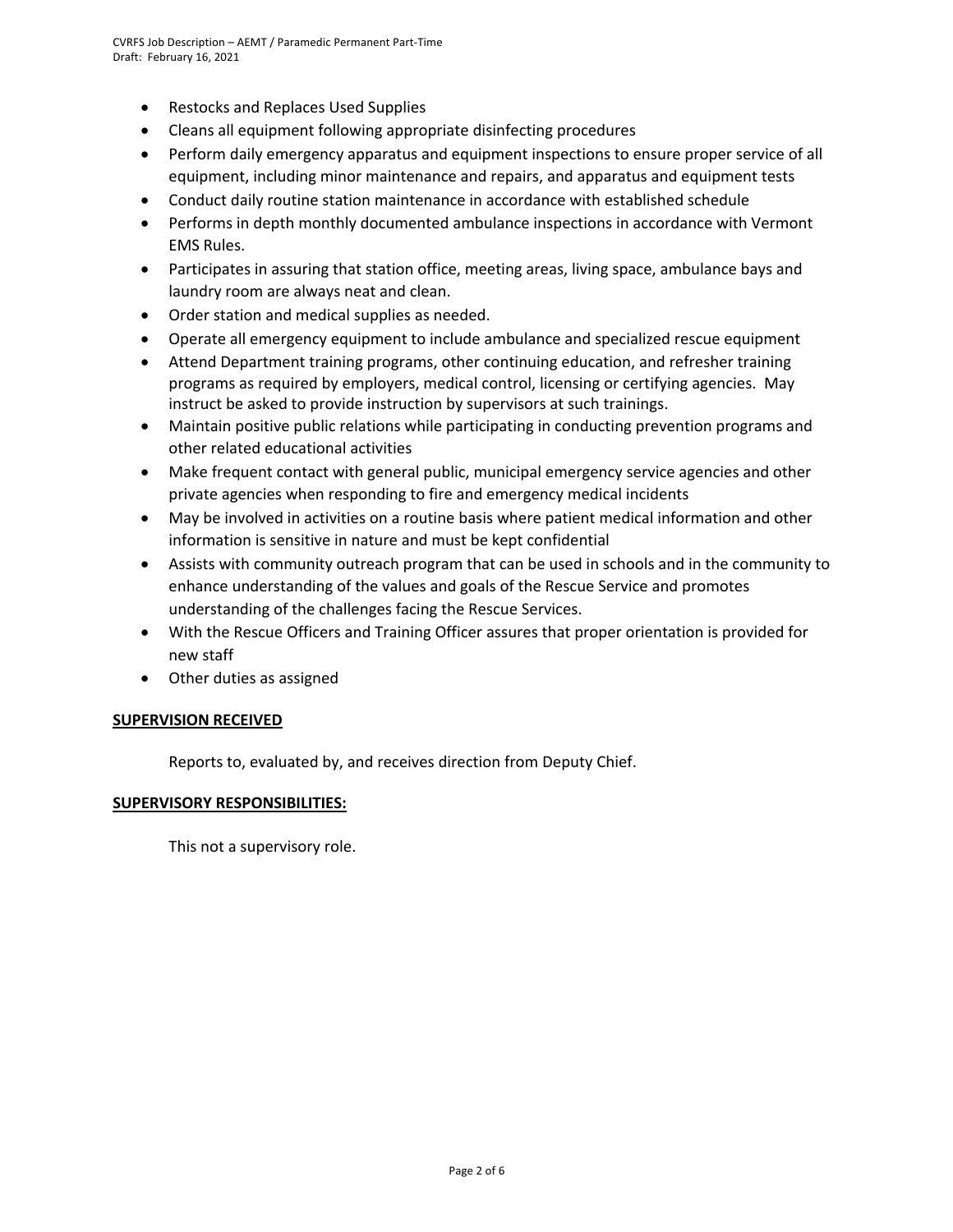- Restocks and Replaces Used Supplies
- Cleans all equipment following appropriate disinfecting procedures
- Perform daily emergency apparatus and equipment inspections to ensure proper service of all equipment, including minor maintenance and repairs, and apparatus and equipment tests
- Conduct daily routine station maintenance in accordance with established schedule
- Performs in depth monthly documented ambulance inspections in accordance with Vermont EMS Rules.
- Participates in assuring that station office, meeting areas, living space, ambulance bays and laundry room are always neat and clean.
- Order station and medical supplies as needed.
- Operate all emergency equipment to include ambulance and specialized rescue equipment
- Attend Department training programs, other continuing education, and refresher training programs as required by employers, medical control, licensing or certifying agencies. May instruct be asked to provide instruction by supervisors at such trainings.
- Maintain positive public relations while participating in conducting prevention programs and other related educational activities
- Make frequent contact with general public, municipal emergency service agencies and other private agencies when responding to fire and emergency medical incidents
- May be involved in activities on a routine basis where patient medical information and other information is sensitive in nature and must be kept confidential
- Assists with community outreach program that can be used in schools and in the community to enhance understanding of the values and goals of the Rescue Service and promotes understanding of the challenges facing the Rescue Services.
- With the Rescue Officers and Training Officer assures that proper orientation is provided for new staff
- Other duties as assigned

**SUPERVISION RECEIVED**

Reports to, evaluated by, and receives direction from Deputy Chief.

**SUPERVISORY RESPONSIBILITIES:**

This not a supervisory role.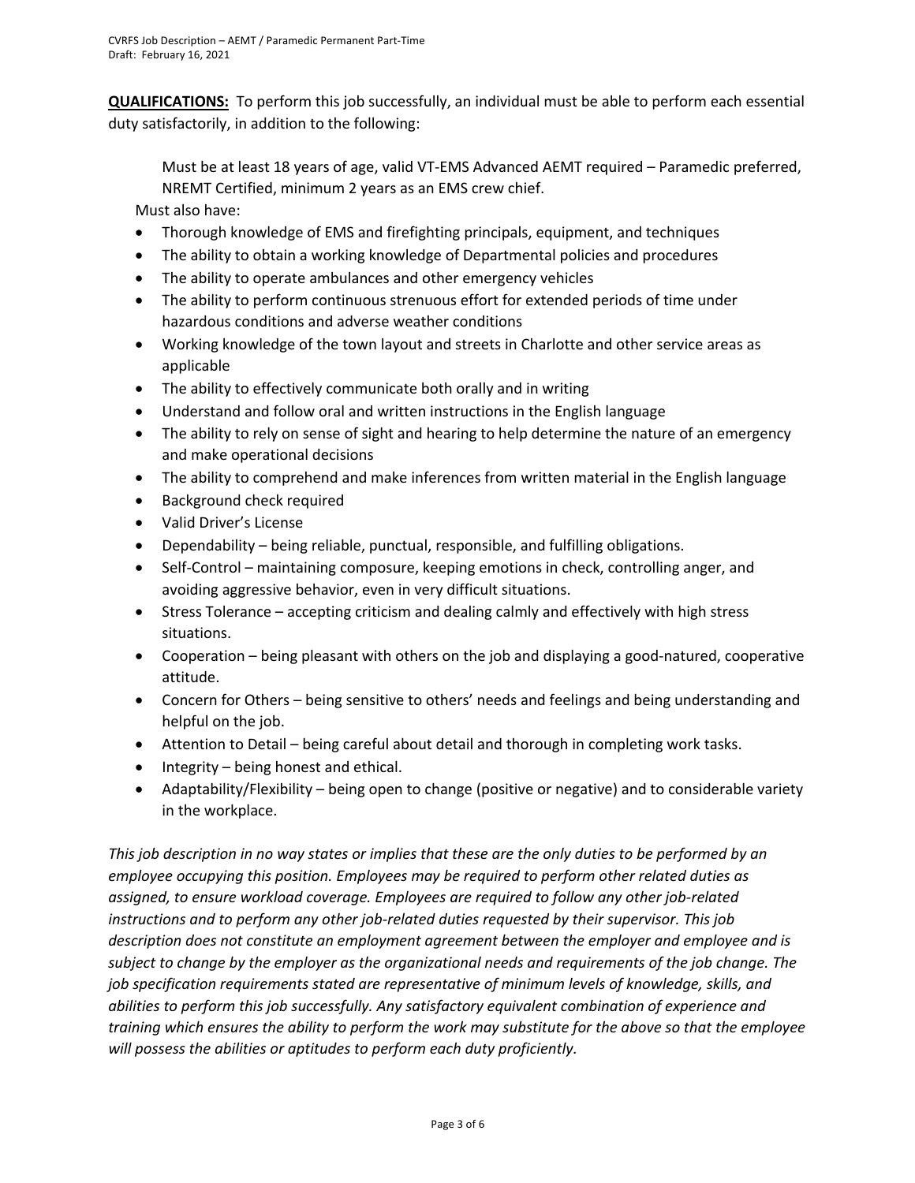**QUALIFICATIONS:** To perform this job successfully, an individual must be able to perform each essential duty satisfactorily, in addition to the following:

Must be at least 18 years of age, valid VT-EMS Advanced AEMT required – Paramedic preferred, NREMT Certified, minimum 2 years as an EMS crew chief.

Must also have:

- Thorough knowledge of EMS and firefighting principals, equipment, and techniques
- The ability to obtain a working knowledge of Departmental policies and procedures
- The ability to operate ambulances and other emergency vehicles
- The ability to perform continuous strenuous effort for extended periods of time under hazardous conditions and adverse weather conditions
- Working knowledge of the town layout and streets in Charlotte and other service areas as applicable
- The ability to effectively communicate both orally and in writing
- Understand and follow oral and written instructions in the English language
- The ability to rely on sense of sight and hearing to help determine the nature of an emergency and make operational decisions
- The ability to comprehend and make inferences from written material in the English language
- Background check required
- Valid Driver's License
- Dependability – being reliable, punctual, responsible, and fulfilling obligations.
- Self-Control – maintaining composure, keeping emotions in check, controlling anger, and avoiding aggressive behavior, even in very difficult situations.
- Stress Tolerance – accepting criticism and dealing calmly and effectively with high stress situations.
- Cooperation – being pleasant with others on the job and displaying a good-natured, cooperative attitude.
- Concern for Others – being sensitive to others' needs and feelings and being understanding and helpful on the job.
- Attention to Detail – being careful about detail and thorough in completing work tasks.
- Integrity – being honest and ethical.
- Adaptability/Flexibility – being open to change (positive or negative) and to considerable variety in the workplace.

*This job description in no way states or implies that these are the only duties to be performed by an employee occupying this position. Employees may be required to perform other related duties as assigned, to ensure workload coverage. Employees are required to follow any other job-related instructions and to perform any other job-related duties requested by their supervisor. This job description does not constitute an employment agreement between the employer and employee and is subject to change by the employer as the organizational needs and requirements of the job change. The job specification requirements stated are representative of minimum levels of knowledge, skills, and abilities to perform this job successfully. Any satisfactory equivalent combination of experience and training which ensures the ability to perform the work may substitute for the above so that the employee will possess the abilities or aptitudes to perform each duty proficiently.*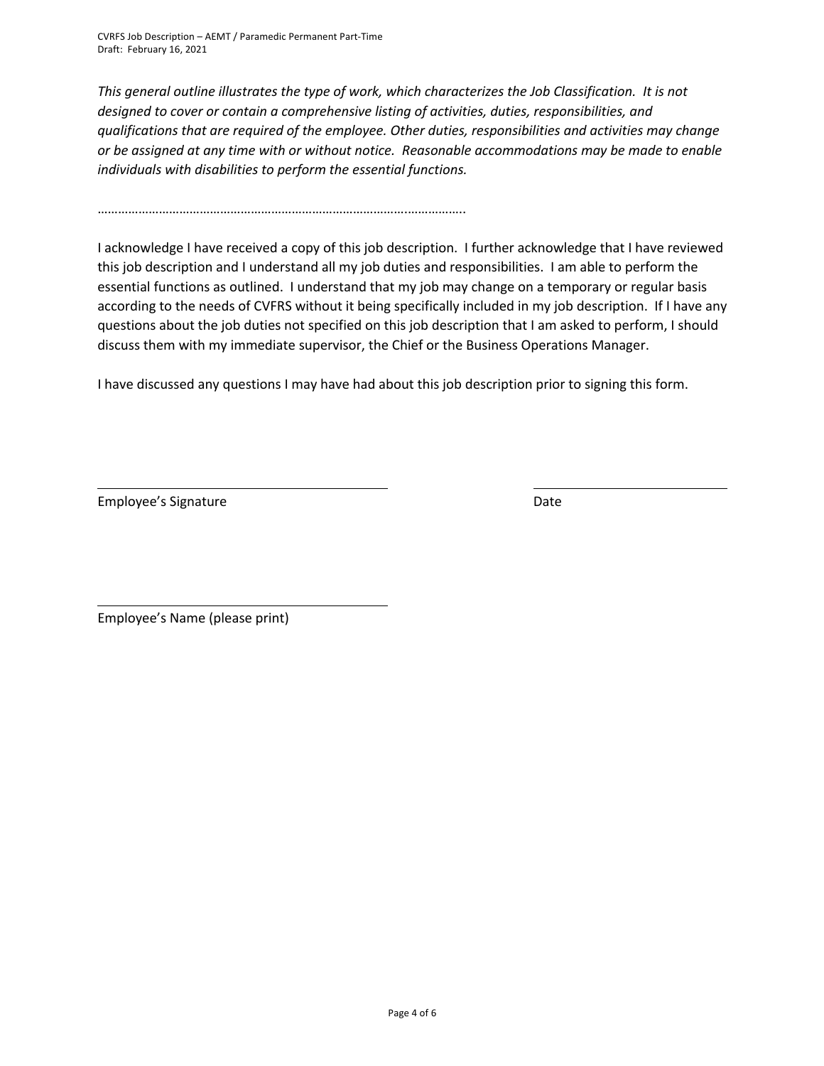*This general outline illustrates the type of work, which characterizes the Job Classification. It is not designed to cover or contain a comprehensive listing of activities, duties, responsibilities, and qualifications that are required of the employee. Other duties, responsibilities and activities may change or be assigned at any time with or without notice. Reasonable accommodations may be made to enable individuals with disabilities to perform the essential functions.*

………………………………………………………………………………….…………….

I acknowledge I have received a copy of this job description. I further acknowledge that I have reviewed this job description and I understand all my job duties and responsibilities. I am able to perform the essential functions as outlined. I understand that my job may change on a temporary or regular basis according to the needs of CVFRS without it being specifically included in my job description. If I have any questions about the job duties not specified on this job description that I am asked to perform, I should discuss them with my immediate supervisor, the Chief or the Business Operations Manager.

I have discussed any questions I may have had about this job description prior to signing this form.

\_\_\_\_\_\_\_\_\_\_\_\_\_\_\_\_\_\_\_\_\_\_\_\_\_\_\_\_\_\_\_\_\_\_\_\_\_\_\_\_ \_\_\_\_\_\_\_\_\_\_\_\_\_\_\_\_\_\_\_\_\_\_\_\_\_\_

Employee's Signature Date

\_\_\_\_\_\_\_\_\_\_\_\_\_\_\_\_\_\_\_\_\_\_\_\_\_\_\_\_\_\_\_\_\_\_\_\_\_\_\_\_

Employee's Name (please print)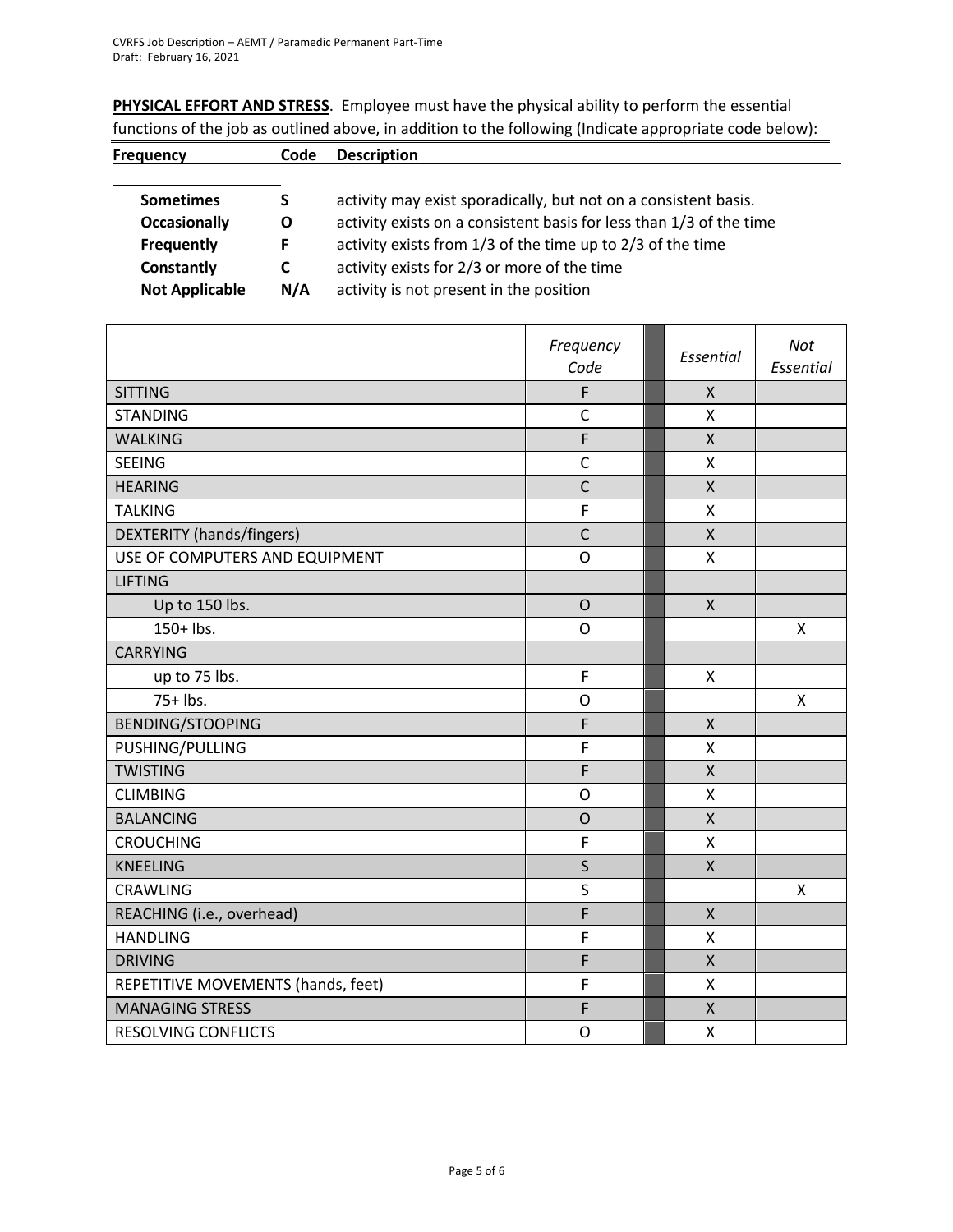**PHYSICAL EFFORT AND STRESS**. Employee must have the physical ability to perform the essential functions of the job as outlined above, in addition to the following (Indicate appropriate code below):

| Frequency | Code | Description |
|---|---|---|
| **Sometimes** | **S** | activity may exist sporadically, but not on a consistent basis. |
| **Occasionally** | **O** | activity exists on a consistent basis for less than 1/3 of the time |
| **Frequently** | **F** | activity exists from 1/3 of the time up to 2/3 of the time |
| **Constantly** | **C** | activity exists for 2/3 or more of the time |
| **Not Applicable** | **N/A** | activity is not present in the position |

| | *Frequency Code* | | *Essential* | *Not Essential* |
|---|---|---|---|---|
| SITTING | F | | X | |
| STANDING | C | | X | |
| WALKING | F | | X | |
| SEEING | C | | X | |
| HEARING | C | | X | |
| TALKING | F | | X | |
| DEXTERITY (hands/fingers) | C | | X | |
| USE OF COMPUTERS AND EQUIPMENT | O | | X | |
| LIFTING | | | | |
| Up to 150 lbs. | O | | X | |
| 150+ lbs. | O | | | X |
| CARRYING | | | | |
| up to 75 lbs. | F | | X | |
| 75+ lbs. | O | | | X |
| BENDING/STOOPING | F | | X | |
| PUSHING/PULLING | F | | X | |
| TWISTING | F | | X | |
| CLIMBING | O | | X | |
| BALANCING | O | | X | |
| CROUCHING | F | | X | |
| KNEELING | S | | X | |
| CRAWLING | S | | | X |
| REACHING (i.e., overhead) | F | | X | |
| HANDLING | F | | X | |
| DRIVING | F | | X | |
| REPETITIVE MOVEMENTS (hands, feet) | F | | X | |
| MANAGING STRESS | F | | X | |
| RESOLVING CONFLICTS | O | | X | |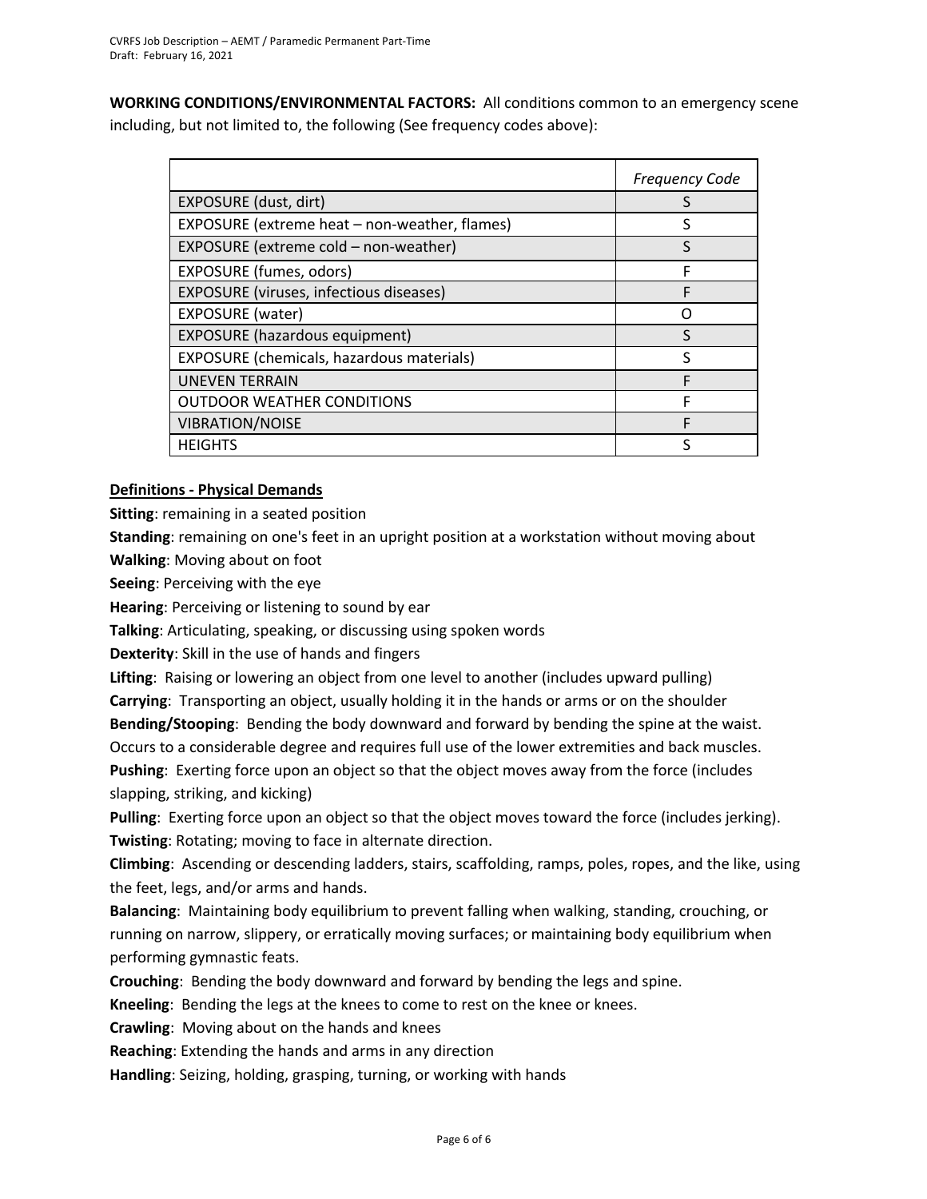**WORKING CONDITIONS/ENVIRONMENTAL FACTORS:** All conditions common to an emergency scene including, but not limited to, the following (See frequency codes above):

| | *Frequency Code* |
|---|---|
| EXPOSURE (dust, dirt) | S |
| EXPOSURE (extreme heat – non-weather, flames) | S |
| EXPOSURE (extreme cold – non-weather) | S |
| EXPOSURE (fumes, odors) | F |
| EXPOSURE (viruses, infectious diseases) | F |
| EXPOSURE (water) | O |
| EXPOSURE (hazardous equipment) | S |
| EXPOSURE (chemicals, hazardous materials) | S |
| UNEVEN TERRAIN | F |
| OUTDOOR WEATHER CONDITIONS | F |
| VIBRATION/NOISE | F |
| HEIGHTS | S |

**Definitions - Physical Demands**

**Sitting**: remaining in a seated position

**Standing**: remaining on one's feet in an upright position at a workstation without moving about

**Walking**: Moving about on foot

**Seeing**: Perceiving with the eye

**Hearing**: Perceiving or listening to sound by ear

**Talking**: Articulating, speaking, or discussing using spoken words

**Dexterity**: Skill in the use of hands and fingers

**Lifting**: Raising or lowering an object from one level to another (includes upward pulling)

**Carrying**: Transporting an object, usually holding it in the hands or arms or on the shoulder

**Bending/Stooping**: Bending the body downward and forward by bending the spine at the waist. Occurs to a considerable degree and requires full use of the lower extremities and back muscles.

**Pushing**: Exerting force upon an object so that the object moves away from the force (includes slapping, striking, and kicking)

**Pulling**: Exerting force upon an object so that the object moves toward the force (includes jerking).

**Twisting**: Rotating; moving to face in alternate direction.

**Climbing**: Ascending or descending ladders, stairs, scaffolding, ramps, poles, ropes, and the like, using the feet, legs, and/or arms and hands.

**Balancing**: Maintaining body equilibrium to prevent falling when walking, standing, crouching, or running on narrow, slippery, or erratically moving surfaces; or maintaining body equilibrium when performing gymnastic feats.

**Crouching**: Bending the body downward and forward by bending the legs and spine.

**Kneeling**: Bending the legs at the knees to come to rest on the knee or knees.

**Crawling**: Moving about on the hands and knees

**Reaching**: Extending the hands and arms in any direction

**Handling**: Seizing, holding, grasping, turning, or working with hands